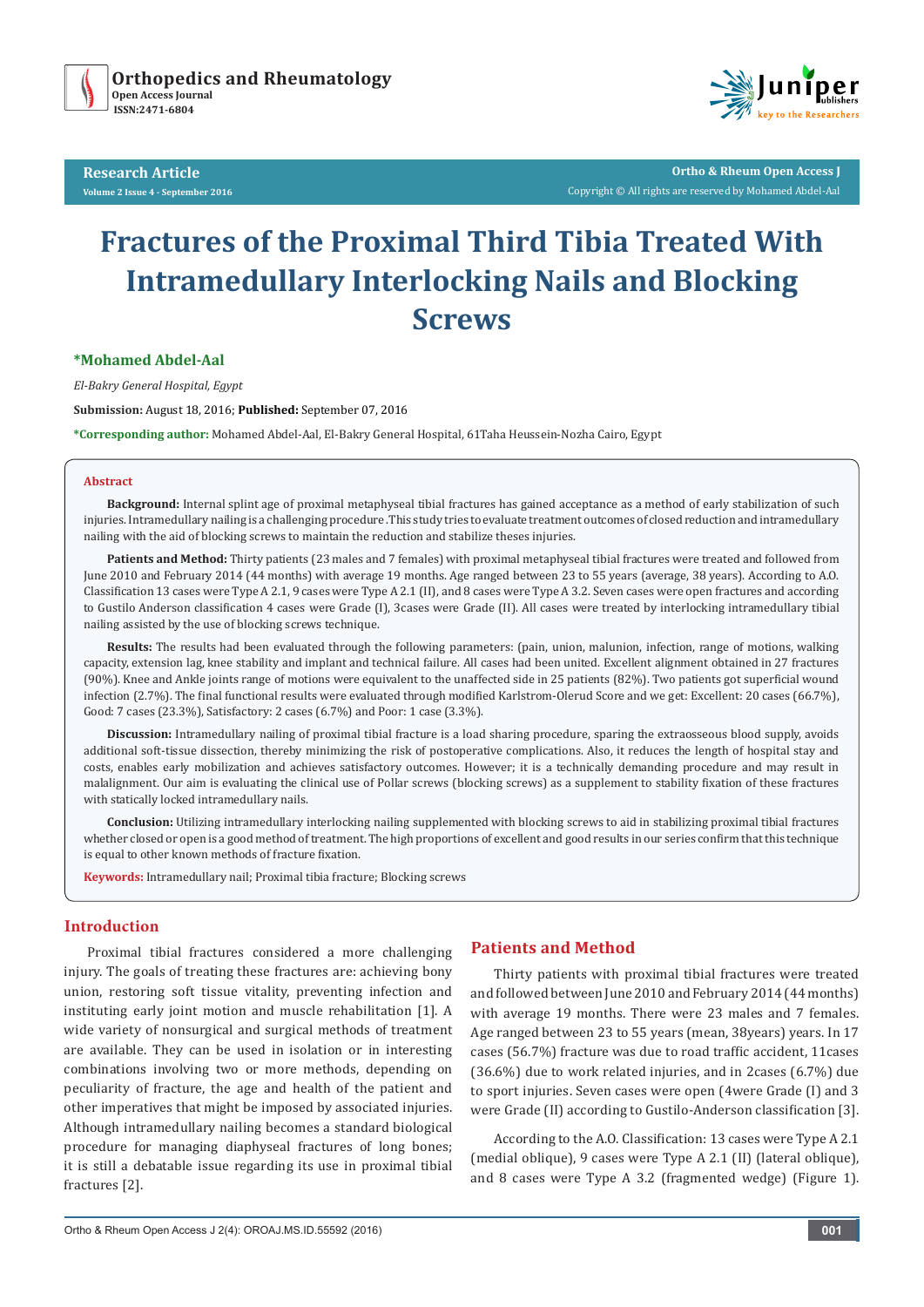Research Article

Volume 2 Issue 4 - September 2016

Ortho & Rheum Open Access J

Copyright © All rights are reserved by Mohamed Abdel-Aal

# Fractures of the Proximal Third Tibia Treated With Intramedullary Interlocking Nails and Blocking Screws

**\*Mohamed Abdel-Aal**

*El-Bakry General Hospital, Egypt*

**Submission:** August 18, 2016; **Published:** September 07, 2016

**\*Corresponding author:** Mohamed Abdel-Aal, El-Bakry General Hospital, 61Taha Heussein-Nozha Cairo, Egypt

## Abstract

**Background:** Internal splint age of proximal metaphyseal tibial fractures has gained acceptance as a method of early stabilization of such injuries. Intramedullary nailing is a challenging procedure .This study tries to evaluate treatment outcomes of closed reduction and intramedullary nailing with the aid of blocking screws to maintain the reduction and stabilize theses injuries.

**Patients and Method:** Thirty patients (23 males and 7 females) with proximal metaphyseal tibial fractures were treated and followed from June 2010 and February 2014 (44 months) with average 19 months. Age ranged between 23 to 55 years (average, 38 years). According to A.O. Classification 13 cases were Type A 2.1, 9 cases were Type A 2.1 (II), and 8 cases were Type A 3.2. Seven cases were open fractures and according to Gustilo Anderson classification 4 cases were Grade (I), 3cases were Grade (II). All cases were treated by interlocking intramedullary tibial nailing assisted by the use of blocking screws technique.

**Results:** The results had been evaluated through the following parameters: (pain, union, malunion, infection, range of motions, walking capacity, extension lag, knee stability and implant and technical failure. All cases had been united. Excellent alignment obtained in 27 fractures (90%). Knee and Ankle joints range of motions were equivalent to the unaffected side in 25 patients (82%). Two patients got superficial wound infection (2.7%). The final functional results were evaluated through modified Karlstrom-Olerud Score and we get: Excellent: 20 cases (66.7%), Good: 7 cases (23.3%), Satisfactory: 2 cases (6.7%) and Poor: 1 case (3.3%).

**Discussion:** Intramedullary nailing of proximal tibial fracture is a load sharing procedure, sparing the extraosseous blood supply, avoids additional soft-tissue dissection, thereby minimizing the risk of postoperative complications. Also, it reduces the length of hospital stay and costs, enables early mobilization and achieves satisfactory outcomes. However; it is a technically demanding procedure and may result in malalignment. Our aim is evaluating the clinical use of Pollar screws (blocking screws) as a supplement to stability fixation of these fractures with statically locked intramedullary nails.

**Conclusion:** Utilizing intramedullary interlocking nailing supplemented with blocking screws to aid in stabilizing proximal tibial fractures whether closed or open is a good method of treatment. The high proportions of excellent and good results in our series confirm that this technique is equal to other known methods of fracture fixation.

**Keywords:** Intramedullary nail; Proximal tibia fracture; Blocking screws

## Introduction

Proximal tibial fractures considered a more challenging injury. The goals of treating these fractures are: achieving bony union, restoring soft tissue vitality, preventing infection and instituting early joint motion and muscle rehabilitation [1]. A wide variety of nonsurgical and surgical methods of treatment are available. They can be used in isolation or in interesting combinations involving two or more methods, depending on peculiarity of fracture, the age and health of the patient and other imperatives that might be imposed by associated injuries. Although intramedullary nailing becomes a standard biological procedure for managing diaphyseal fractures of long bones; it is still a debatable issue regarding its use in proximal tibial fractures [2].

## Patients and Method

Thirty patients with proximal tibial fractures were treated and followed between June 2010 and February 2014 (44 months) with average 19 months. There were 23 males and 7 females. Age ranged between 23 to 55 years (mean, 38years) years. In 17 cases (56.7%) fracture was due to road traffic accident, 11cases (36.6%) due to work related injuries, and in 2cases (6.7%) due to sport injuries. Seven cases were open (4were Grade (I) and 3 were Grade (II) according to Gustilo-Anderson classification [3].

According to the A.O. Classification: 13 cases were Type A 2.1 (medial oblique), 9 cases were Type A 2.1 (II) (lateral oblique), and 8 cases were Type A 3.2 (fragmented wedge) (Figure 1).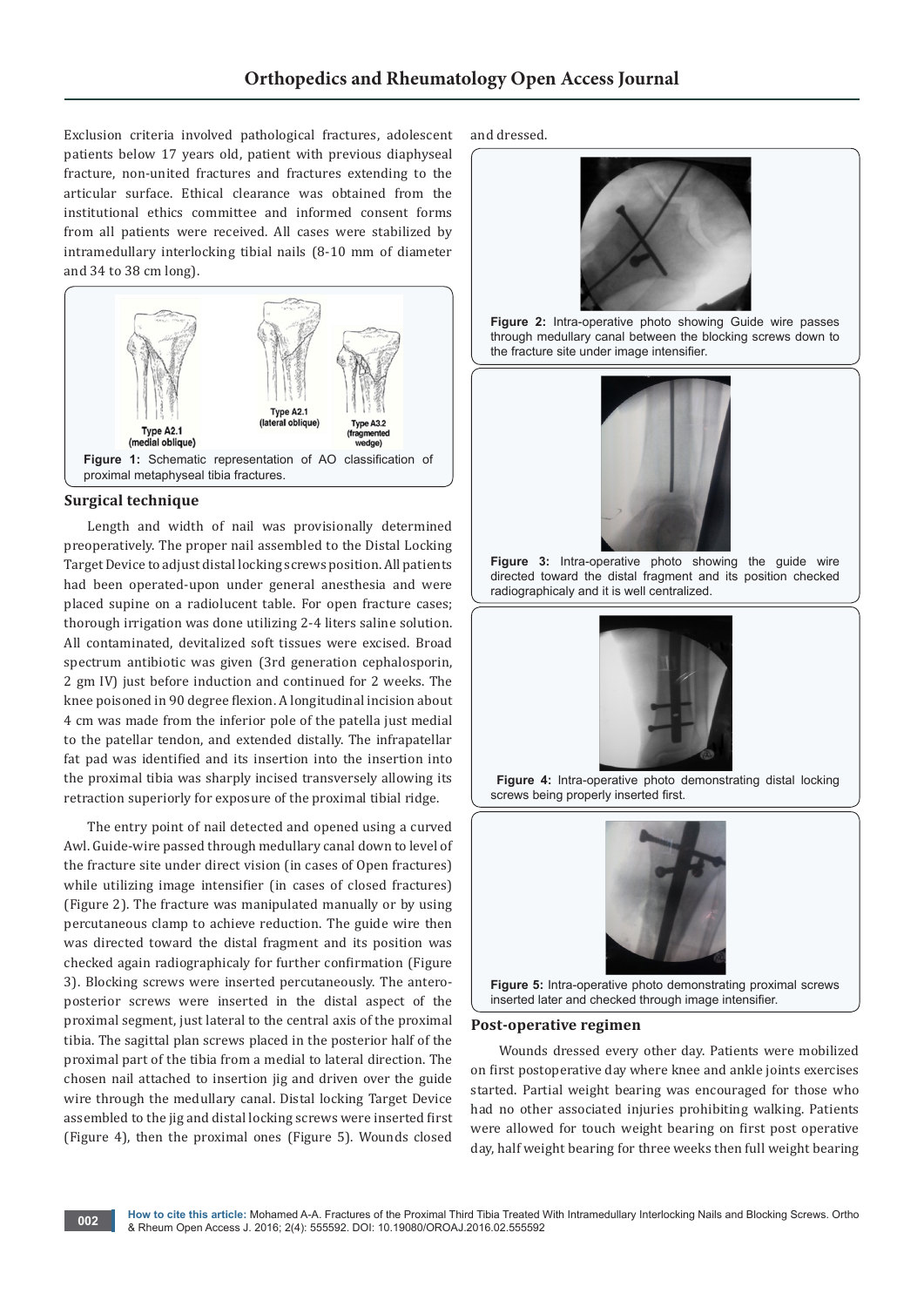Exclusion criteria involved pathological fractures, adolescent patients below 17 years old, patient with previous diaphyseal fracture, non-united fractures and fractures extending to the articular surface. Ethical clearance was obtained from the institutional ethics committee and informed consent forms from all patients were received. All cases were stabilized by intramedullary interlocking tibial nails (8-10 mm of diameter and 34 to 38 cm long).

**Figure 1:** Schematic representation of AO classification of proximal metaphyseal tibia fractures.

## Surgical technique

Length and width of nail was provisionally determined preoperatively. The proper nail assembled to the Distal Locking Target Device to adjust distal locking screws position. All patients had been operated-upon under general anesthesia and were placed supine on a radiolucent table. For open fracture cases; thorough irrigation was done utilizing 2-4 liters saline solution. All contaminated, devitalized soft tissues were excised. Broad spectrum antibiotic was given (3rd generation cephalosporin, 2 gm IV) just before induction and continued for 2 weeks. The knee poisoned in 90 degree flexion. A longitudinal incision about 4 cm was made from the inferior pole of the patella just medial to the patellar tendon, and extended distally. The infrapatellar fat pad was identified and its insertion into the insertion into the proximal tibia was sharply incised transversely allowing its retraction superiorly for exposure of the proximal tibial ridge.

The entry point of nail detected and opened using a curved Awl. Guide-wire passed through medullary canal down to level of the fracture site under direct vision (in cases of Open fractures) while utilizing image intensifier (in cases of closed fractures) (Figure 2). The fracture was manipulated manually or by using percutaneous clamp to achieve reduction. The guide wire then was directed toward the distal fragment and its position was checked again radiographicaly for further confirmation (Figure 3). Blocking screws were inserted percutaneously. The antero-posterior screws were inserted in the distal aspect of the proximal segment, just lateral to the central axis of the proximal tibia. The sagittal plan screws placed in the posterior half of the proximal part of the tibia from a medial to lateral direction. The chosen nail attached to insertion jig and driven over the guide wire through the medullary canal. Distal locking Target Device assembled to the jig and distal locking screws were inserted first (Figure 4), then the proximal ones (Figure 5). Wounds closed and dressed.

**Figure 2:** Intra-operative photo showing Guide wire passes through medullary canal between the blocking screws down to the fracture site under image intensifier.

**Figure 3:** Intra-operative photo showing the guide wire directed toward the distal fragment and its position checked radiographicaly and it is well centralized.

**Figure 4:** Intra-operative photo demonstrating distal locking screws being properly inserted first.

**Figure 5:** Intra-operative photo demonstrating proximal screws inserted later and checked through image intensifier.

## Post-operative regimen

Wounds dressed every other day. Patients were mobilized on first postoperative day where knee and ankle joints exercises started. Partial weight bearing was encouraged for those who had no other associated injuries prohibiting walking. Patients were allowed for touch weight bearing on first post operative day, half weight bearing for three weeks then full weight bearing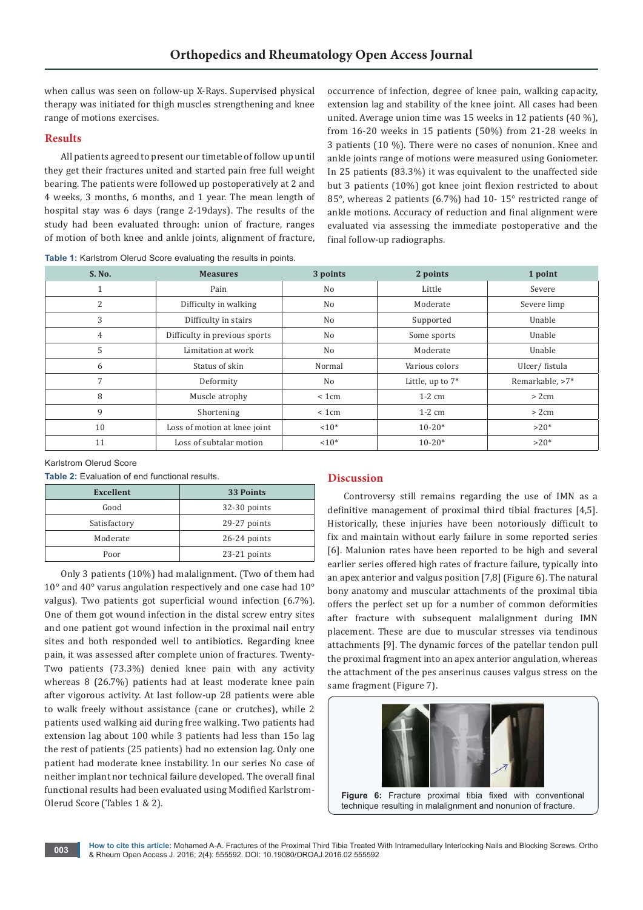when callus was seen on follow-up X-Rays. Supervised physical therapy was initiated for thigh muscles strengthening and knee range of motions exercises.

## Results

All patients agreed to present our timetable of follow up until they get their fractures united and started pain free full weight bearing. The patients were followed up postoperatively at 2 and 4 weeks, 3 months, 6 months, and 1 year. The mean length of hospital stay was 6 days (range 2-19days). The results of the study had been evaluated through: union of fracture, ranges of motion of both knee and ankle joints, alignment of fracture, occurrence of infection, degree of knee pain, walking capacity, extension lag and stability of the knee joint. All cases had been united. Average union time was 15 weeks in 12 patients (40 %), from 16-20 weeks in 15 patients (50%) from 21-28 weeks in 3 patients (10 %). There were no cases of nonunion. Knee and ankle joints range of motions were measured using Goniometer. In 25 patients (83.3%) it was equivalent to the unaffected side but 3 patients (10%) got knee joint flexion restricted to about 85°, whereas 2 patients (6.7%) had 10- 15° restricted range of ankle motions. Accuracy of reduction and final alignment were evaluated via assessing the immediate postoperative and the final follow-up radiographs.

**Table 1:** Karlstrom Olerud Score evaluating the results in points.

| S. No. | Measures | 3 points | 2 points | 1 point |
|---|---|---|---|---|
| 1 | Pain | No | Little | Severe |
| 2 | Difficulty in walking | No | Moderate | Severe limp |
| 3 | Difficulty in stairs | No | Supported | Unable |
| 4 | Difficulty in previous sports | No | Some sports | Unable |
| 5 | Limitation at work | No | Moderate | Unable |
| 6 | Status of skin | Normal | Various colors | Ulcer/ fistula |
| 7 | Deformity | No | Little, up to 7* | Remarkable, >7* |
| 8 | Muscle atrophy | < 1cm | 1-2 cm | > 2cm |
| 9 | Shortening | < 1cm | 1-2 cm | > 2cm |
| 10 | Loss of motion at knee joint | <10* | 10-20* | >20* |
| 11 | Loss of subtalar motion | <10* | 10-20* | >20* |

Karlstrom Olerud Score

**Table 2:** Evaluation of end functional results.

| Excellent | 33 Points |
|---|---|
| Good | 32-30 points |
| Satisfactory | 29-27 points |
| Moderate | 26-24 points |
| Poor | 23-21 points |

Only 3 patients (10%) had malalignment. (Two of them had 10° and 40° varus angulation respectively and one case had 10° valgus). Two patients got superficial wound infection (6.7%). One of them got wound infection in the distal screw entry sites and one patient got wound infection in the proximal nail entry sites and both responded well to antibiotics. Regarding knee pain, it was assessed after complete union of fractures. Twenty-Two patients (73.3%) denied knee pain with any activity whereas 8 (26.7%) patients had at least moderate knee pain after vigorous activity. At last follow-up 28 patients were able to walk freely without assistance (cane or crutches), while 2 patients used walking aid during free walking. Two patients had extension lag about 100 while 3 patients had less than 15o lag the rest of patients (25 patients) had no extension lag. Only one patient had moderate knee instability. In our series No case of neither implant nor technical failure developed. The overall final functional results had been evaluated using Modified Karlstrom-Olerud Score (Tables 1 & 2).

## Discussion

Controversy still remains regarding the use of IMN as a definitive management of proximal third tibial fractures [4,5]. Historically, these injuries have been notoriously difficult to fix and maintain without early failure in some reported series [6]. Malunion rates have been reported to be high and several earlier series offered high rates of fracture failure, typically into an apex anterior and valgus position [7,8] (Figure 6). The natural bony anatomy and muscular attachments of the proximal tibia offers the perfect set up for a number of common deformities after fracture with subsequent malalignment during IMN placement. These are due to muscular stresses via tendinous attachments [9]. The dynamic forces of the patellar tendon pull the proximal fragment into an apex anterior angulation, whereas the attachment of the pes anserinus causes valgus stress on the same fragment (Figure 7).

**Figure 6:** Fracture proximal tibia fixed with conventional technique resulting in malalignment and nonunion of fracture.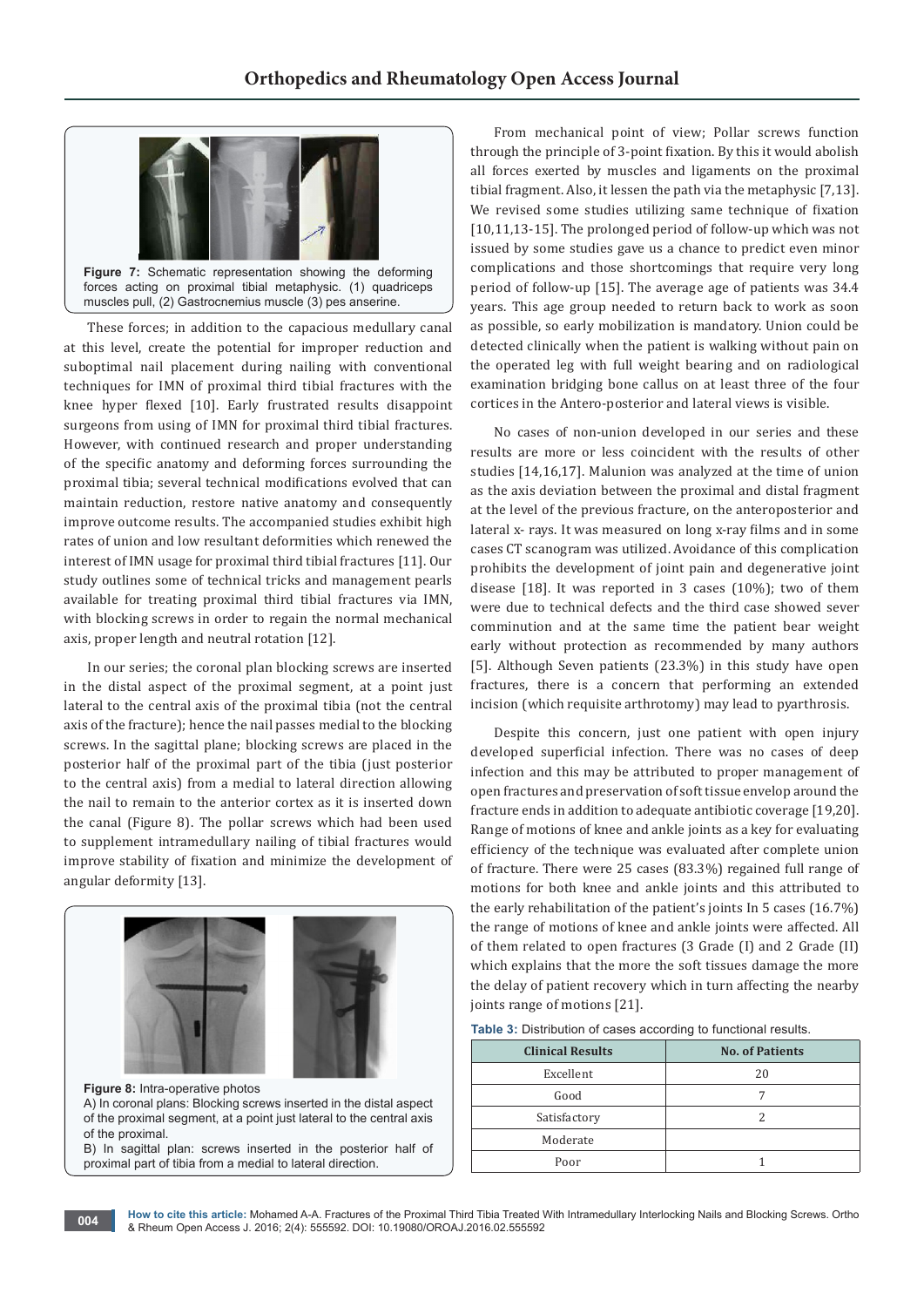Figure 7: Schematic representation showing the deforming forces acting on proximal tibial metaphysic. (1) quadriceps muscles pull, (2) Gastrocnemius muscle (3) pes anserine.

These forces; in addition to the capacious medullary canal at this level, create the potential for improper reduction and suboptimal nail placement during nailing with conventional techniques for IMN of proximal third tibial fractures with the knee hyper flexed [10]. Early frustrated results disappoint surgeons from using of IMN for proximal third tibial fractures. However, with continued research and proper understanding of the specific anatomy and deforming forces surrounding the proximal tibia; several technical modifications evolved that can maintain reduction, restore native anatomy and consequently improve outcome results. The accompanied studies exhibit high rates of union and low resultant deformities which renewed the interest of IMN usage for proximal third tibial fractures [11]. Our study outlines some of technical tricks and management pearls available for treating proximal third tibial fractures via IMN, with blocking screws in order to regain the normal mechanical axis, proper length and neutral rotation [12].

In our series; the coronal plan blocking screws are inserted in the distal aspect of the proximal segment, at a point just lateral to the central axis of the proximal tibia (not the central axis of the fracture); hence the nail passes medial to the blocking screws. In the sagittal plane; blocking screws are placed in the posterior half of the proximal part of the tibia (just posterior to the central axis) from a medial to lateral direction allowing the nail to remain to the anterior cortex as it is inserted down the canal (Figure 8). The pollar screws which had been used to supplement intramedullary nailing of tibial fractures would improve stability of fixation and minimize the development of angular deformity [13].

Figure 8: Intra-operative photos
A) In coronal plans: Blocking screws inserted in the distal aspect of the proximal segment, at a point just lateral to the central axis of the proximal.
B) In sagittal plan: screws inserted in the posterior half of proximal part of tibia from a medial to lateral direction.

From mechanical point of view; Pollar screws function through the principle of 3-point fixation. By this it would abolish all forces exerted by muscles and ligaments on the proximal tibial fragment. Also, it lessen the path via the metaphysic [7,13]. We revised some studies utilizing same technique of fixation [10,11,13-15]. The prolonged period of follow-up which was not issued by some studies gave us a chance to predict even minor complications and those shortcomings that require very long period of follow-up [15]. The average age of patients was 34.4 years. This age group needed to return back to work as soon as possible, so early mobilization is mandatory. Union could be detected clinically when the patient is walking without pain on the operated leg with full weight bearing and on radiological examination bridging bone callus on at least three of the four cortices in the Antero-posterior and lateral views is visible.

No cases of non-union developed in our series and these results are more or less coincident with the results of other studies [14,16,17]. Malunion was analyzed at the time of union as the axis deviation between the proximal and distal fragment at the level of the previous fracture, on the anteroposterior and lateral x- rays. It was measured on long x-ray films and in some cases CT scanogram was utilized. Avoidance of this complication prohibits the development of joint pain and degenerative joint disease [18]. It was reported in 3 cases (10%); two of them were due to technical defects and the third case showed sever comminution and at the same time the patient bear weight early without protection as recommended by many authors [5]. Although Seven patients (23.3%) in this study have open fractures, there is a concern that performing an extended incision (which requisite arthrotomy) may lead to pyarthrosis.

Despite this concern, just one patient with open injury developed superficial infection. There was no cases of deep infection and this may be attributed to proper management of open fractures and preservation of soft tissue envelop around the fracture ends in addition to adequate antibiotic coverage [19,20]. Range of motions of knee and ankle joints as a key for evaluating efficiency of the technique was evaluated after complete union of fracture. There were 25 cases (83.3%) regained full range of motions for both knee and ankle joints and this attributed to the early rehabilitation of the patient's joints In 5 cases (16.7%) the range of motions of knee and ankle joints were affected. All of them related to open fractures (3 Grade (I) and 2 Grade (II) which explains that the more the soft tissues damage the more the delay of patient recovery which in turn affecting the nearby joints range of motions [21].

Table 3: Distribution of cases according to functional results.

| Clinical Results | No. of Patients |
|---|---|
| Excellent | 20 |
| Good | 7 |
| Satisfactory | 2 |
| Moderate | |
| Poor | 1 |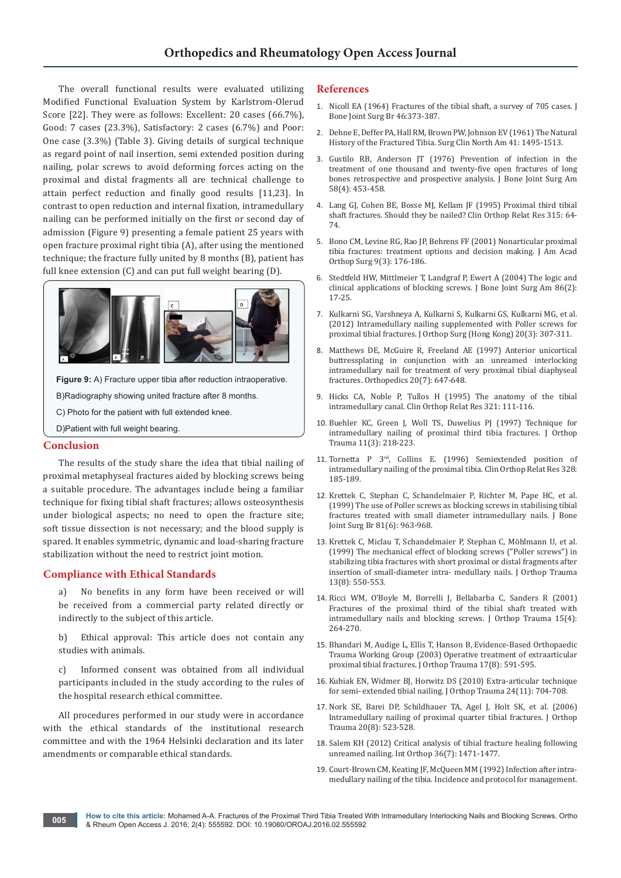The overall functional results were evaluated utilizing Modified Functional Evaluation System by Karlstrom-Olerud Score [22]. They were as follows: Excellent: 20 cases (66.7%), Good: 7 cases (23.3%), Satisfactory: 2 cases (6.7%) and Poor: One case (3.3%) (Table 3). Giving details of surgical technique as regard point of nail insertion, semi extended position during nailing, polar screws to avoid deforming forces acting on the proximal and distal fragments all are technical challenge to attain perfect reduction and finally good results [11,23]. In contrast to open reduction and internal fixation, intramedullary nailing can be performed initially on the first or second day of admission (Figure 9) presenting a female patient 25 years with open fracture proximal right tibia (A), after using the mentioned technique; the fracture fully united by 8 months (B), patient has full knee extension (C) and can put full weight bearing (D).

**Figure 9:** A) Fracture upper tibia after reduction intraoperative.

B)Radiography showing united fracture after 8 months.

C) Photo for the patient with full extended knee.

D)Patient with full weight bearing.

## Conclusion

The results of the study share the idea that tibial nailing of proximal metaphyseal fractures aided by blocking screws being a suitable procedure. The advantages include being a familiar technique for fixing tibial shaft fractures; allows osteosynthesis under biological aspects; no need to open the fracture site; soft tissue dissection is not necessary; and the blood supply is spared. It enables symmetric, dynamic and load-sharing fracture stabilization without the need to restrict joint motion.

## Compliance with Ethical Standards

a) No benefits in any form have been received or will be received from a commercial party related directly or indirectly to the subject of this article.

b) Ethical approval: This article does not contain any studies with animals.

c) Informed consent was obtained from all individual participants included in the study according to the rules of the hospital research ethical committee.

All procedures performed in our study were in accordance with the ethical standards of the institutional research committee and with the 1964 Helsinki declaration and its later amendments or comparable ethical standards.

## References

1. Nicoll EA (1964) Fractures of the tibial shaft, a survey of 705 cases. J Bone Joint Surg Br 46:373-387.
2. Dehne E, Deffer PA, Hall RM, Brown PW, Johnson EV (1961) The Natural History of the Fractured Tibia. Surg Clin North Am 41: 1495-1513.
3. Gustilo RB, Anderson JT (1976) Prevention of infection in the treatment of one thousand and twenty-five open fractures of long bones retrospective and prospective analysis. J Bone Joint Surg Am 58(4): 453-458.
4. Lang GJ, Cohen BE, Bosse MJ, Kellam JF (1995) Proximal third tibial shaft fractures. Should they be nailed? Clin Orthop Relat Res 315: 64-74.
5. Bono CM, Levine RG, Rao JP, Behrens FF (2001) Nonarticular proximal tibia fractures: treatment options and decision making. J Am Acad Orthop Surg 9(3): 176-186.
6. Stedtfeld HW, Mittlmeier T, Landgraf P, Ewert A (2004) The logic and clinical applications of blocking screws. J Bone Joint Surg Am 86(2): 17-25.
7. Kulkarni SG, Varshneya A, Kulkarni S, Kulkarni GS, Kulkarni MG, et al. (2012) Intramedullary nailing supplemented with Poller screws for proximal tibial fractures. J Orthop Surg (Hong Kong) 20(3): 307-311.
8. Matthews DE, McGuire R, Freeland AE (1997) Anterior unicortical buttressplating in conjunction with an unreamed interlocking intramedullary nail for treatment of very proximal tibial diaphyseal fractures. Orthopedics 20(7): 647-648.
9. Hicks CA, Noble P, Tullos H (1995) The anatomy of the tibial intramedullary canal. Clin Orthop Relat Res 321: 111-116.
10. Buehler KC, Green J, Woll TS, Duwelius PJ (1997) Technique for intramedullary nailing of proximal third tibia fractures. J Orthop Trauma 11(3): 218-223.
11. Tornetta P 3rd, Collins E. (1996) Semiextended position of intramedullary nailing of the proximal tibia. Clin Orthop Relat Res 328: 185-189.
12. Krettek C, Stephan C, Schandelmaier P, Richter M, Pape HC, et al. (1999) The use of Poller screws as blocking screws in stabilising tibial fractures treated with small diameter intramedullary nails. J Bone Joint Surg Br 81(6): 963-968.
13. Krettek C, Miclau T, Schandelmaier P, Stephan C, Möhlmann U, et al. (1999) The mechanical effect of blocking screws ("Poller screws") in stabilizing tibia fractures with short proximal or distal fragments after insertion of small-diameter intra- medullary nails. J Orthop Trauma 13(8): 550-553.
14. Ricci WM, O'Boyle M, Borrelli J, Bellabarba C, Sanders R (2001) Fractures of the proximal third of the tibial shaft treated with intramedullary nails and blocking screws. J Orthop Trauma 15(4): 264-270.
15. Bhandari M, Audige L, Ellis T, Hanson B, Evidence-Based Orthopaedic Trauma Working Group (2003) Operative treatment of extraarticular proximal tibial fractures. J Orthop Trauma 17(8): 591-595.
16. Kubiak EN, Widmer BJ, Horwitz DS (2010) Extra-articular technique for semi- extended tibial nailing. J Orthop Trauma 24(11): 704-708.
17. Nork SE, Barei DP, Schildhauer TA, Agel J, Holt SK, et al. (2006) Intramedullary nailing of proximal quarter tibial fractures. J Orthop Trauma 20(8): 523-528.
18. Salem KH (2012) Critical analysis of tibial fracture healing following unreamed nailing. Int Orthop 36(7): 1471-1477.
19. Court-Brown CM, Keating JF, McQueen MM (1992) Infection after intra-medullary nailing of the tibia. Incidence and protocol for management.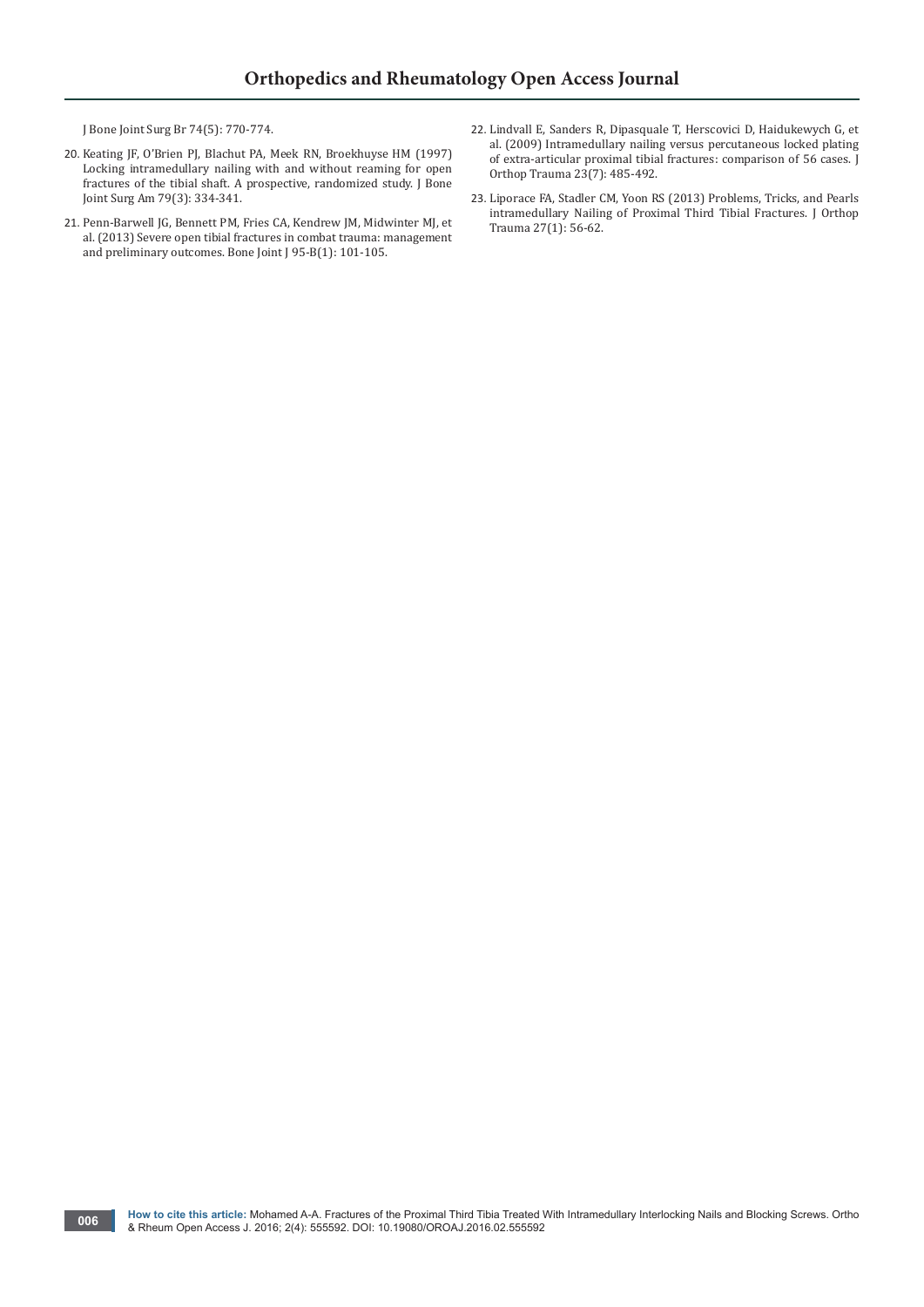J Bone Joint Surg Br 74(5): 770-774.

20. Keating JF, O'Brien PJ, Blachut PA, Meek RN, Broekhuyse HM (1997) Locking intramedullary nailing with and without reaming for open fractures of the tibial shaft. A prospective, randomized study. J Bone Joint Surg Am 79(3): 334-341.
21. Penn-Barwell JG, Bennett PM, Fries CA, Kendrew JM, Midwinter MJ, et al. (2013) Severe open tibial fractures in combat trauma: management and preliminary outcomes. Bone Joint J 95-B(1): 101-105.
22. Lindvall E, Sanders R, Dipasquale T, Herscovici D, Haidukewych G, et al. (2009) Intramedullary nailing versus percutaneous locked plating of extra-articular proximal tibial fractures: comparison of 56 cases. J Orthop Trauma 23(7): 485-492.
23. Liporace FA, Stadler CM, Yoon RS (2013) Problems, Tricks, and Pearls intramedullary Nailing of Proximal Third Tibial Fractures. J Orthop Trauma 27(1): 56-62.

**How to cite this article:** Mohamed A-A. Fractures of the Proximal Third Tibia Treated With Intramedullary Interlocking Nails and Blocking Screws. Ortho & Rheum Open Access J. 2016; 2(4): 555592. DOI: 10.19080/OROAJ.2016.02.555592